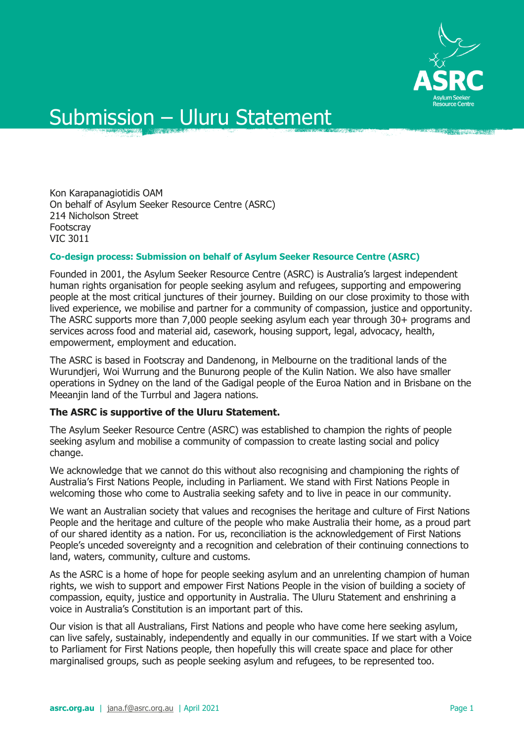# Submission – Uluru Statement

Kon Karapanagiotidis OAM
On behalf of Asylum Seeker Resource Centre (ASRC)
214 Nicholson Street
Footscray
VIC 3011

**Co-design process: Submission on behalf of Asylum Seeker Resource Centre (ASRC)**

Founded in 2001, the Asylum Seeker Resource Centre (ASRC) is Australia's largest independent human rights organisation for people seeking asylum and refugees, supporting and empowering people at the most critical junctures of their journey. Building on our close proximity to those with lived experience, we mobilise and partner for a community of compassion, justice and opportunity. The ASRC supports more than 7,000 people seeking asylum each year through 30+ programs and services across food and material aid, casework, housing support, legal, advocacy, health, empowerment, employment and education.

The ASRC is based in Footscray and Dandenong, in Melbourne on the traditional lands of the Wurundjeri, Woi Wurrung and the Bunurong people of the Kulin Nation. We also have smaller operations in Sydney on the land of the Gadigal people of the Euroa Nation and in Brisbane on the Meeanjin land of the Turrbul and Jagera nations.

**The ASRC is supportive of the Uluru Statement.**

The Asylum Seeker Resource Centre (ASRC) was established to champion the rights of people seeking asylum and mobilise a community of compassion to create lasting social and policy change.

We acknowledge that we cannot do this without also recognising and championing the rights of Australia's First Nations People, including in Parliament. We stand with First Nations People in welcoming those who come to Australia seeking safety and to live in peace in our community.

We want an Australian society that values and recognises the heritage and culture of First Nations People and the heritage and culture of the people who make Australia their home, as a proud part of our shared identity as a nation. For us, reconciliation is the acknowledgement of First Nations People's unceded sovereignty and a recognition and celebration of their continuing connections to land, waters, community, culture and customs.

As the ASRC is a home of hope for people seeking asylum and an unrelenting champion of human rights, we wish to support and empower First Nations People in the vision of building a society of compassion, equity, justice and opportunity in Australia. The Uluru Statement and enshrining a voice in Australia's Constitution is an important part of this.

Our vision is that all Australians, First Nations and people who have come here seeking asylum, can live safely, sustainably, independently and equally in our communities. If we start with a Voice to Parliament for First Nations people, then hopefully this will create space and place for other marginalised groups, such as people seeking asylum and refugees, to be represented too.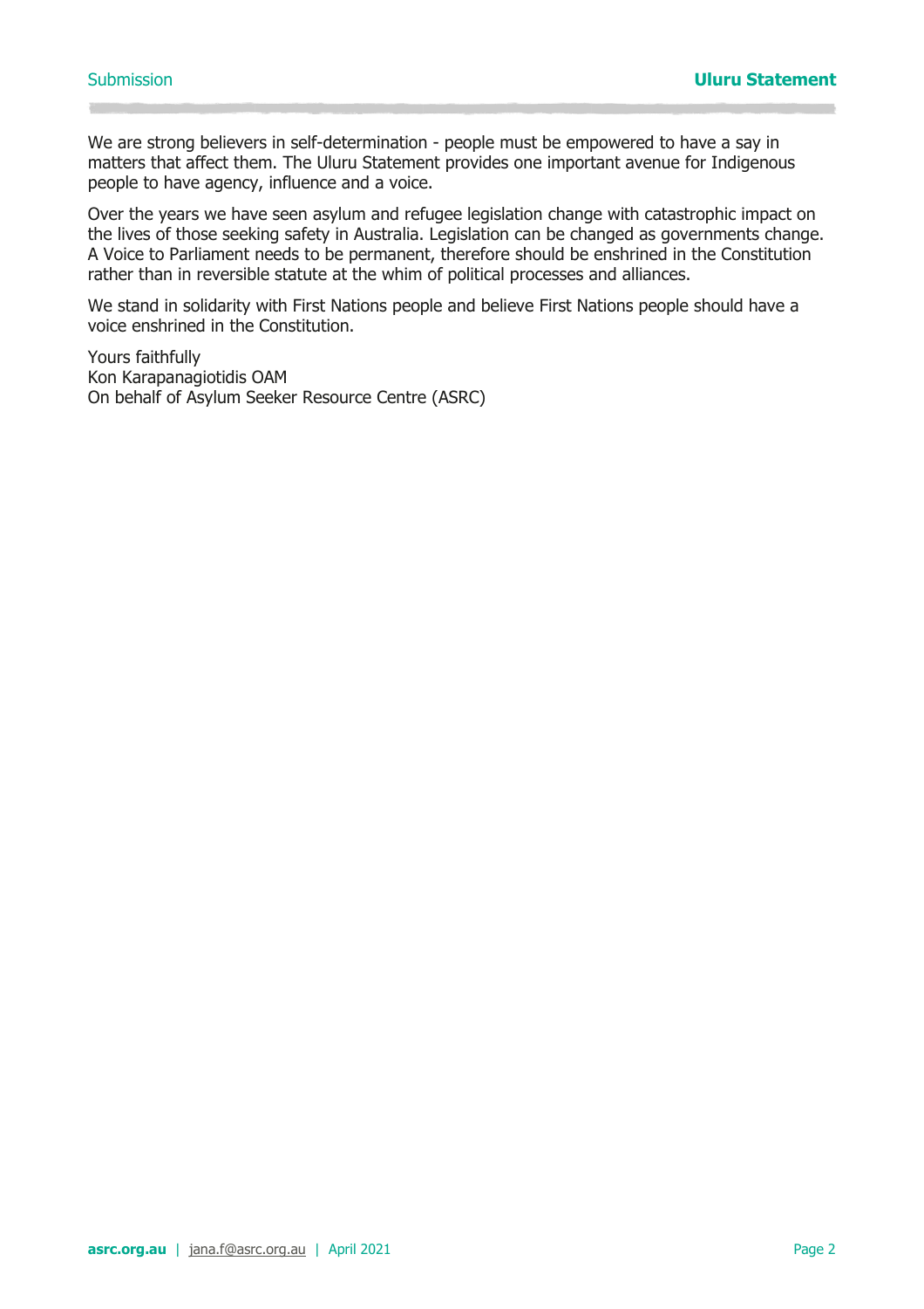We are strong believers in self-determination - people must be empowered to have a say in matters that affect them. The Uluru Statement provides one important avenue for Indigenous people to have agency, influence and a voice.

Over the years we have seen asylum and refugee legislation change with catastrophic impact on the lives of those seeking safety in Australia. Legislation can be changed as governments change. A Voice to Parliament needs to be permanent, therefore should be enshrined in the Constitution rather than in reversible statute at the whim of political processes and alliances.

We stand in solidarity with First Nations people and believe First Nations people should have a voice enshrined in the Constitution.

Yours faithfully
Kon Karapanagiotidis OAM
On behalf of Asylum Seeker Resource Centre (ASRC)